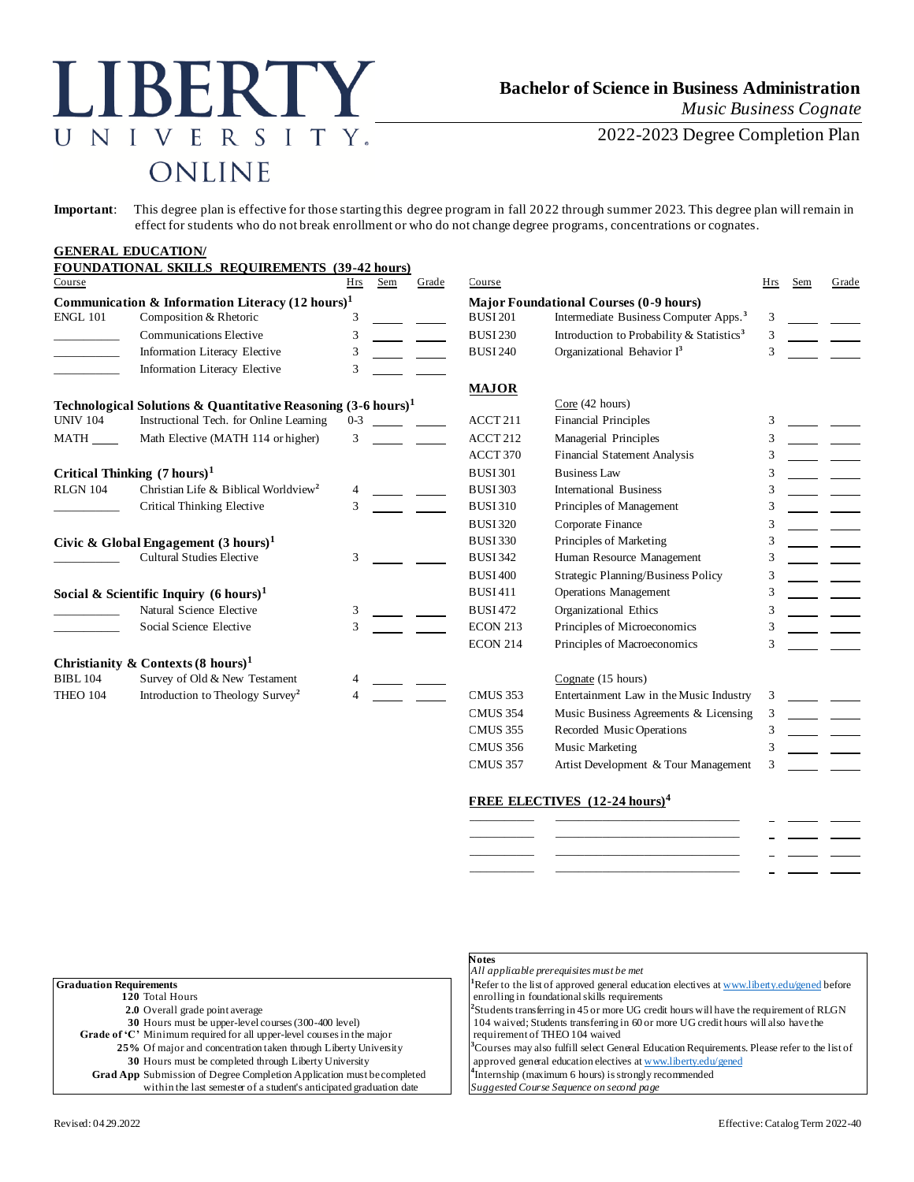LIBERTY UNIVERSITY. ONLINE

# Bachelor of Science in Business Administration

*Music Business Cognate*

2022-2023 Degree Completion Plan

**Important**: This degree plan is effective for those starting this degree program in fall 2022 through summer 2023. This degree plan will remain in effect for students who do not break enrollment or who do not change degree programs, concentrations or cognates.

## GENERAL EDUCATION/ FOUNDATIONAL SKILLS REQUIREMENTS (39-42 hours)

| Course | | Hrs | Sem | Grade |
|---|---|---|---|---|
| **Communication & Information Literacy (12 hours)[1]** | | | | |
| ENGL 101 | Composition & Rhetoric | 3 | | |
| | Communications Elective | 3 | | |
| | Information Literacy Elective | 3 | | |
| | Information Literacy Elective | 3 | | |
| **Technological Solutions & Quantitative Reasoning (3-6 hours)[1]** | | | | |
| UNIV 104 | Instructional Tech. for Online Learning | 0-3 | | |
| MATH ____ | Math Elective (MATH 114 or higher) | 3 | | |
| **Critical Thinking (7 hours)[1]** | | | | |
| RLGN 104 | Christian Life & Biblical Worldview[2] | 4 | | |
| | Critical Thinking Elective | 3 | | |
| **Civic & Global Engagement (3 hours)[1]** | | | | |
| | Cultural Studies Elective | 3 | | |
| **Social & Scientific Inquiry (6 hours)[1]** | | | | |
| | Natural Science Elective | 3 | | |
| | Social Science Elective | 3 | | |
| **Christianity & Contexts (8 hours)[1]** | | | | |
| BIBL 104 | Survey of Old & New Testament | 4 | | |
| THEO 104 | Introduction to Theology Survey[2] | 4 | | |

| Course | | Hrs | Sem | Grade |
|---|---|---|---|---|
| **Major Foundational Courses (0-9 hours)** | | | | |
| BUSI 201 | Intermediate Business Computer Apps.[3] | 3 | | |
| BUSI 230 | Introduction to Probability & Statistics[3] | 3 | | |
| BUSI 240 | Organizational Behavior I[3] | 3 | | |
| **MAJOR** | | | | |
| | Core (42 hours) | | | |
| ACCT 211 | Financial Principles | 3 | | |
| ACCT 212 | Managerial Principles | 3 | | |
| ACCT 370 | Financial Statement Analysis | 3 | | |
| BUSI 301 | Business Law | 3 | | |
| BUSI 303 | International Business | 3 | | |
| BUSI 310 | Principles of Management | 3 | | |
| BUSI 320 | Corporate Finance | 3 | | |
| BUSI 330 | Principles of Marketing | 3 | | |
| BUSI 342 | Human Resource Management | 3 | | |
| BUSI 400 | Strategic Planning/Business Policy | 3 | | |
| BUSI 411 | Operations Management | 3 | | |
| BUSI 472 | Organizational Ethics | 3 | | |
| ECON 213 | Principles of Microeconomics | 3 | | |
| ECON 214 | Principles of Macroeconomics | 3 | | |
| | Cognate (15 hours) | | | |
| CMUS 353 | Entertainment Law in the Music Industry | 3 | | |
| CMUS 354 | Music Business Agreements & Licensing | 3 | | |
| CMUS 355 | Recorded Music Operations | 3 | | |
| CMUS 356 | Music Marketing | 3 | | |
| CMUS 357 | Artist Development & Tour Management | 3 | | |

**FREE ELECTIVES (12-24 hours)[4]**

| Course | | Hrs | Sem | Grade |
|---|---|---|---|---|
| | | | | |
| | | | | |
| | | | | |
| | | | | |

**Graduation Requirements**

- **120** Total Hours
- **2.0** Overall grade point average
- **30** Hours must be upper-level courses (300-400 level)
- **Grade of 'C'** Minimum required for all upper-level courses in the major
- **25%** Of major and concentration taken through Liberty University
- **30** Hours must be completed through Liberty University
- **Grad App** Submission of Degree Completion Application must be completed within the last semester of a student's anticipated graduation date

**Notes**

*All applicable prerequisites must be met*

[1]Refer to the list of approved general education electives at www.liberty.edu/gened before enrolling in foundational skills requirements

[2]Students transferring in 45 or more UG credit hours will have the requirement of RLGN 104 waived; Students transferring in 60 or more UG credit hours will also have the requirement of THEO 104 waived

[3]Courses may also fulfill select General Education Requirements. Please refer to the list of approved general education electives at www.liberty.edu/gened

[4]Internship (maximum 6 hours) is strongly recommended

*Suggested Course Sequence on second page*

Revised: 04.29.2022

Effective: Catalog Term 2022-40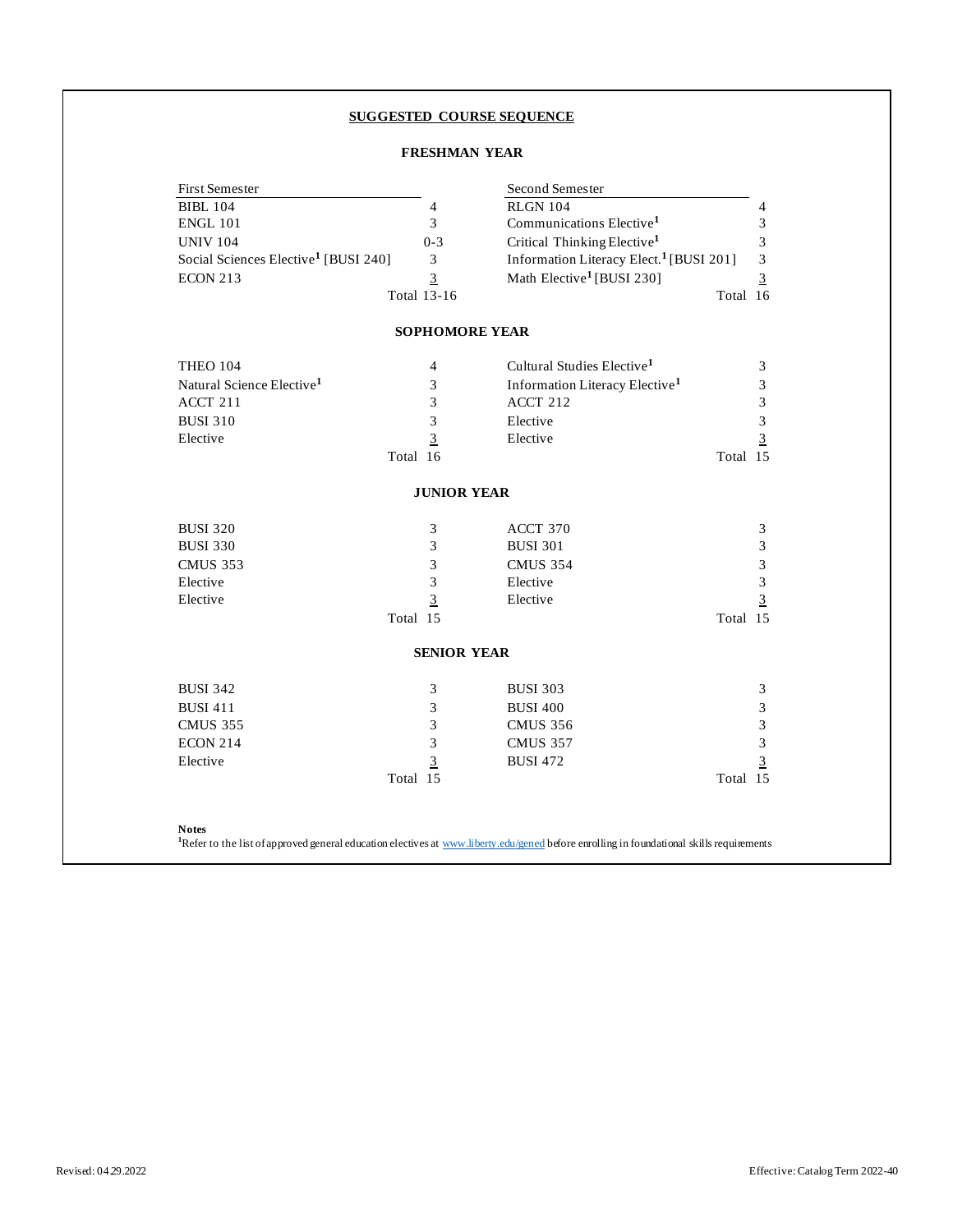## SUGGESTED COURSE SEQUENCE

### FRESHMAN YEAR

| First Semester | | Second Semester | |
|---|---|---|---|
| BIBL 104 | 4 | RLGN 104 | 4 |
| ENGL 101 | 3 | Communications Elective[1] | 3 |
| UNIV 104 | 0-3 | Critical Thinking Elective[1] | 3 |
| Social Sciences Elective[1] [BUSI 240] | 3 | Information Literacy Elect.[1] [BUSI 201] | 3 |
| ECON 213 | 3 | Math Elective[1] [BUSI 230] | 3 |
| | Total 13-16 | | Total 16 |

### SOPHOMORE YEAR

| | | | |
|---|---|---|---|
| THEO 104 | 4 | Cultural Studies Elective[1] | 3 |
| Natural Science Elective[1] | 3 | Information Literacy Elective[1] | 3 |
| ACCT 211 | 3 | ACCT 212 | 3 |
| BUSI 310 | 3 | Elective | 3 |
| Elective | 3 | Elective | 3 |
| | Total 16 | | Total 15 |

### JUNIOR YEAR

| | | | |
|---|---|---|---|
| BUSI 320 | 3 | ACCT 370 | 3 |
| BUSI 330 | 3 | BUSI 301 | 3 |
| CMUS 353 | 3 | CMUS 354 | 3 |
| Elective | 3 | Elective | 3 |
| Elective | 3 | Elective | 3 |
| | Total 15 | | Total 15 |

### SENIOR YEAR

| | | | |
|---|---|---|---|
| BUSI 342 | 3 | BUSI 303 | 3 |
| BUSI 411 | 3 | BUSI 400 | 3 |
| CMUS 355 | 3 | CMUS 356 | 3 |
| ECON 214 | 3 | CMUS 357 | 3 |
| Elective | 3 | BUSI 472 | 3 |
| | Total 15 | | Total 15 |

**Notes**

[1]Refer to the list of approved general education electives at www.liberty.edu/gened before enrolling in foundational skills requirements

Revised: 04.29.2022

Effective: Catalog Term 2022-40